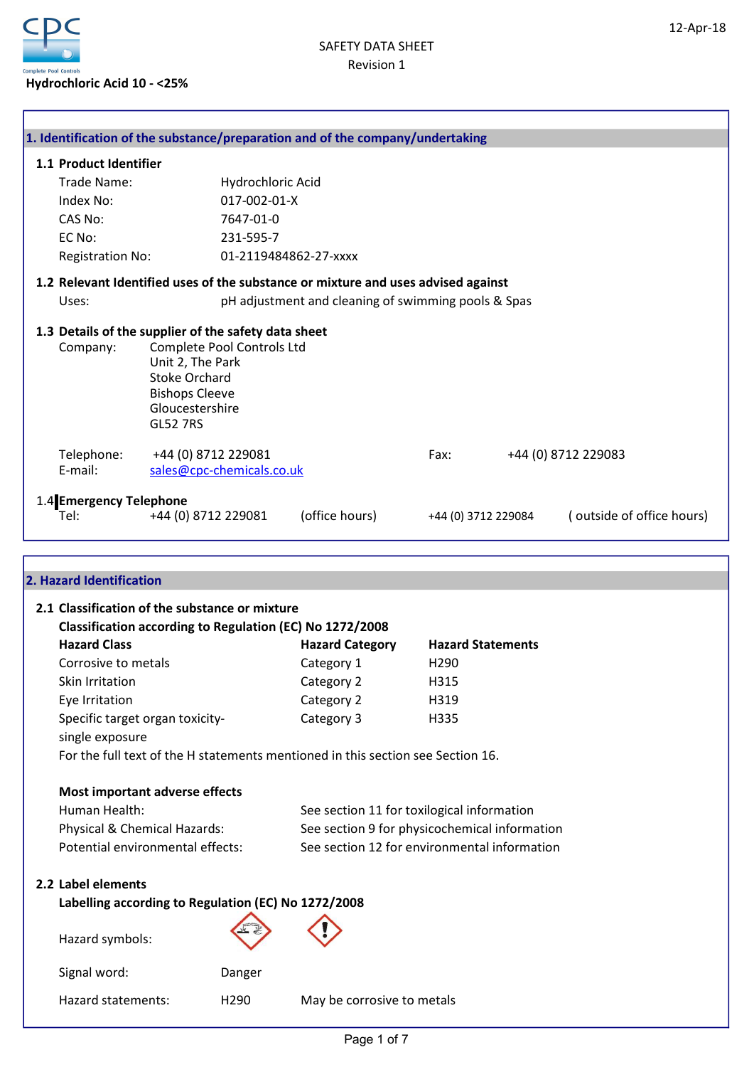Complete Pool Controls

**Hydrochloric Acid 10 - <25%**

SAFETY DATA SHEET
Revision 1

12-Apr-18

## 1. Identification of the substance/preparation and of the company/undertaking

### 1.1 Product Identifier

| | |
|---|---|
| Trade Name: | Hydrochloric Acid |
| Index No: | 017-002-01-X |
| CAS No: | 7647-01-0 |
| EC No: | 231-595-7 |
| Registration No: | 01-2119484862-27-xxxx |

### 1.2 Relevant Identified uses of the substance or mixture and uses advised against

Uses: pH adjustment and cleaning of swimming pools & Spas

### 1.3 Details of the supplier of the safety data sheet

Company:
Complete Pool Controls Ltd
Unit 2, The Park
Stoke Orchard
Bishops Cleeve
Gloucestershire
GL52 7RS

Telephone: +44 (0) 8712 229081
Fax: +44 (0) 8712 229083
E-mail: sales@cpc-chemicals.co.uk

### 1.4 Emergency Telephone

Tel: +44 (0) 8712 229081 (office hours) +44 (0) 3712 229084 ( outside of office hours)

## 2. Hazard Identification

### 2.1 Classification of the substance or mixture

**Classification according to Regulation (EC) No 1272/2008**

| Hazard Class | Hazard Category | Hazard Statements |
|---|---|---|
| Corrosive to metals | Category 1 | H290 |
| Skin Irritation | Category 2 | H315 |
| Eye Irritation | Category 2 | H319 |
| Specific target organ toxicity-single exposure | Category 3 | H335 |

For the full text of the H statements mentioned in this section see Section 16.

**Most important adverse effects**

| | |
|---|---|
| Human Health: | See section 11 for toxilogical information |
| Physical & Chemical Hazards: | See section 9 for physicochemical information |
| Potential environmental effects: | See section 12 for environmental information |

### 2.2 Label elements

**Labelling according to Regulation (EC) No 1272/2008**

Hazard symbols:

Signal word: Danger

Hazard statements: H290 May be corrosive to metals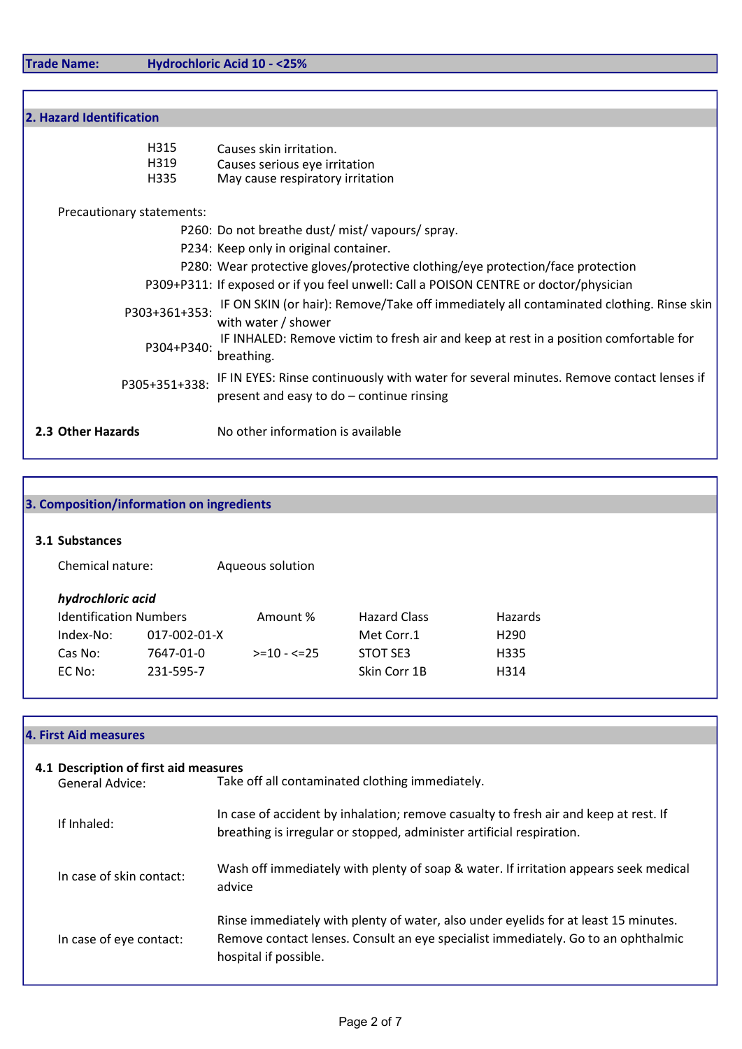**Trade Name:** **Hydrochloric Acid 10 - <25%**

## 2. Hazard Identification

| | |
|---|---|
| H315 | Causes skin irritation. |
| H319 | Causes serious eye irritation |
| H335 | May cause respiratory irritation |

Precautionary statements:

| | |
|---|---|
| P260: | Do not breathe dust/ mist/ vapours/ spray. |
| P234: | Keep only in original container. |
| P280: | Wear protective gloves/protective clothing/eye protection/face protection |
| P309+P311: | If exposed or if you feel unwell: Call a POISON CENTRE or doctor/physician |
| P303+361+353: | IF ON SKIN (or hair): Remove/Take off immediately all contaminated clothing. Rinse skin with water / shower |
| P304+P340: | IF INHALED: Remove victim to fresh air and keep at rest in a position comfortable for breathing. |
| P305+351+338: | IF IN EYES: Rinse continuously with water for several minutes. Remove contact lenses if present and easy to do – continue rinsing |

**2.3 Other Hazards** No other information is available

## 3. Composition/information on ingredients

**3.1 Substances**

Chemical nature: Aqueous solution

***hydrochloric acid***

| Identification Numbers | | Amount % | Hazard Class | Hazards |
|---|---|---|---|---|
| Index-No: | 017-002-01-X | | Met Corr.1 | H290 |
| Cas No: | 7647-01-0 | >=10 - <=25 | STOT SE3 | H335 |
| EC No: | 231-595-7 | | Skin Corr 1B | H314 |

## 4. First Aid measures

**4.1 Description of first aid measures**

General Advice: Take off all contaminated clothing immediately.

If Inhaled: In case of accident by inhalation; remove casualty to fresh air and keep at rest. If breathing is irregular or stopped, administer artificial respiration.

In case of skin contact: Wash off immediately with plenty of soap & water. If irritation appears seek medical advice

In case of eye contact: Rinse immediately with plenty of water, also under eyelids for at least 15 minutes. Remove contact lenses. Consult an eye specialist immediately. Go to an ophthalmic hospital if possible.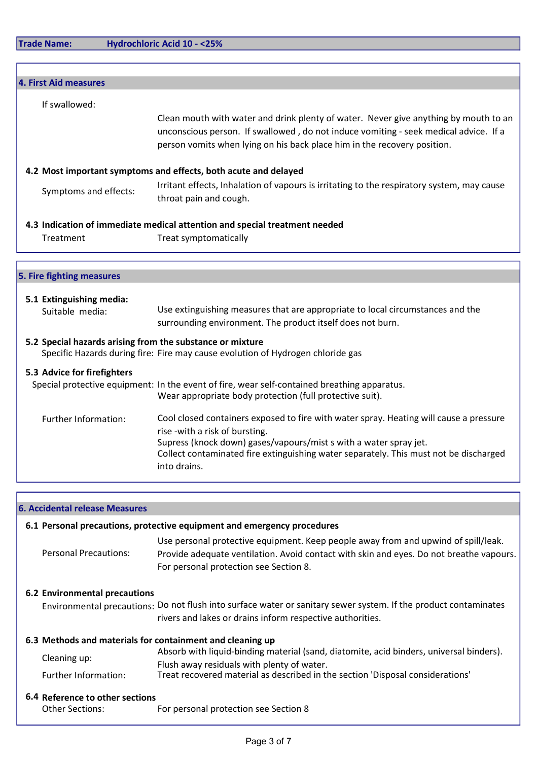**Trade Name:** Hydrochloric Acid 10 - <25%

## 4. First Aid measures

**If swallowed:**

Clean mouth with water and drink plenty of water. Never give anything by mouth to an unconscious person. If swallowed , do not induce vomiting - seek medical advice. If a person vomits when lying on his back place him in the recovery position.

### 4.2 Most important symptoms and effects, both acute and delayed

**Symptoms and effects:** Irritant effects, Inhalation of vapours is irritating to the respiratory system, may cause throat pain and cough.

### 4.3 Indication of immediate medical attention and special treatment needed

**Treatment:** Treat symptomatically

## 5. Fire fighting measures

### 5.1 Extinguishing media:

**Suitable media:** Use extinguishing measures that are appropriate to local circumstances and the surrounding environment. The product itself does not burn.

### 5.2 Special hazards arising from the substance or mixture

**Specific Hazards during fire:** Fire may cause evolution of Hydrogen chloride gas

### 5.3 Advice for firefighters

**Special protective equipment:** In the event of fire, wear self-contained breathing apparatus.
Wear appropriate body protection (full protective suit).

**Further Information:** Cool closed containers exposed to fire with water spray. Heating will cause a pressure rise -with a risk of bursting.
Supress (knock down) gases/vapours/mist s with a water spray jet.
Collect contaminated fire extinguishing water separately. This must not be discharged into drains.

## 6. Accidental release Measures

### 6.1 Personal precautions, protective equipment and emergency procedures

**Personal Precautions:** Use personal protective equipment. Keep people away from and upwind of spill/leak. Provide adequate ventilation. Avoid contact with skin and eyes. Do not breathe vapours. For personal protection see Section 8.

### 6.2 Environmental precautions

**Environmental precautions:** Do not flush into surface water or sanitary sewer system. If the product contaminates rivers and lakes or drains inform respective authorities.

### 6.3 Methods and materials for containment and cleaning up

**Cleaning up:** Absorb with liquid-binding material (sand, diatomite, acid binders, universal binders). Flush away residuals with plenty of water.

**Further Information:** Treat recovered material as described in the section 'Disposal considerations'

### 6.4 Reference to other sections

**Other Sections:** For personal protection see Section 8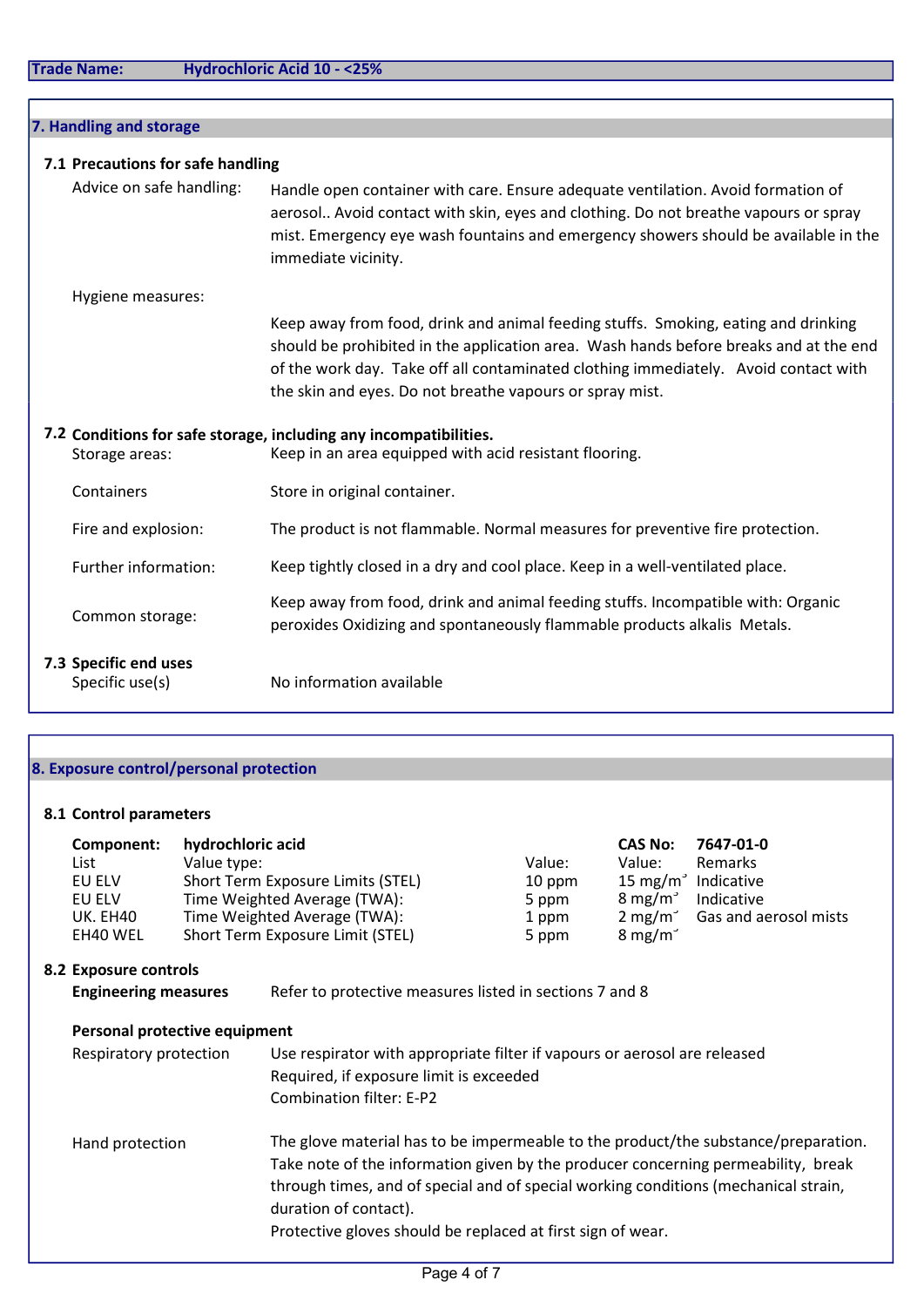**Trade Name:** Hydrochloric Acid 10 - <25%

## 7. Handling and storage

### 7.1 Precautions for safe handling

**Advice on safe handling:** Handle open container with care. Ensure adequate ventilation. Avoid formation of aerosol.. Avoid contact with skin, eyes and clothing. Do not breathe vapours or spray mist. Emergency eye wash fountains and emergency showers should be available in the immediate vicinity.

**Hygiene measures:** Keep away from food, drink and animal feeding stuffs. Smoking, eating and drinking should be prohibited in the application area. Wash hands before breaks and at the end of the work day. Take off all contaminated clothing immediately. Avoid contact with the skin and eyes. Do not breathe vapours or spray mist.

### 7.2 Conditions for safe storage, including any incompatibilities.

**Storage areas:** Keep in an area equipped with acid resistant flooring.

**Containers:** Store in original container.

**Fire and explosion:** The product is not flammable. Normal measures for preventive fire protection.

**Further information:** Keep tightly closed in a dry and cool place. Keep in a well-ventilated place.

**Common storage:** Keep away from food, drink and animal feeding stuffs. Incompatible with: Organic peroxides Oxidizing and spontaneously flammable products alkalis Metals.

### 7.3 Specific end uses

**Specific use(s):** No information available

## 8. Exposure control/personal protection

### 8.1 Control parameters

**Component:** hydrochloric acid **CAS No:** 7647-01-0

| List | Value type: | Value: | Value: | Remarks |
|---|---|---|---|---|
| EU ELV | Short Term Exposure Limits (STEL) | 10 ppm | 15 mg/m³ | Indicative |
| EU ELV | Time Weighted Average (TWA): | 5 ppm | 8 mg/m³ | Indicative |
| UK. EH40 | Time Weighted Average (TWA): | 1 ppm | 2 mg/m³ | Gas and aerosol mists |
| EH40 WEL | Short Term Exposure Limit (STEL) | 5 ppm | 8 mg/m³ | |

### 8.2 Exposure controls

**Engineering measures:** Refer to protective measures listed in sections 7 and 8

**Personal protective equipment**

**Respiratory protection:** Use respirator with appropriate filter if vapours or aerosol are released
Required, if exposure limit is exceeded
Combination filter: E-P2

**Hand protection:** The glove material has to be impermeable to the product/the substance/preparation. Take note of the information given by the producer concerning permeability, break through times, and of special and of special working conditions (mechanical strain, duration of contact).
Protective gloves should be replaced at first sign of wear.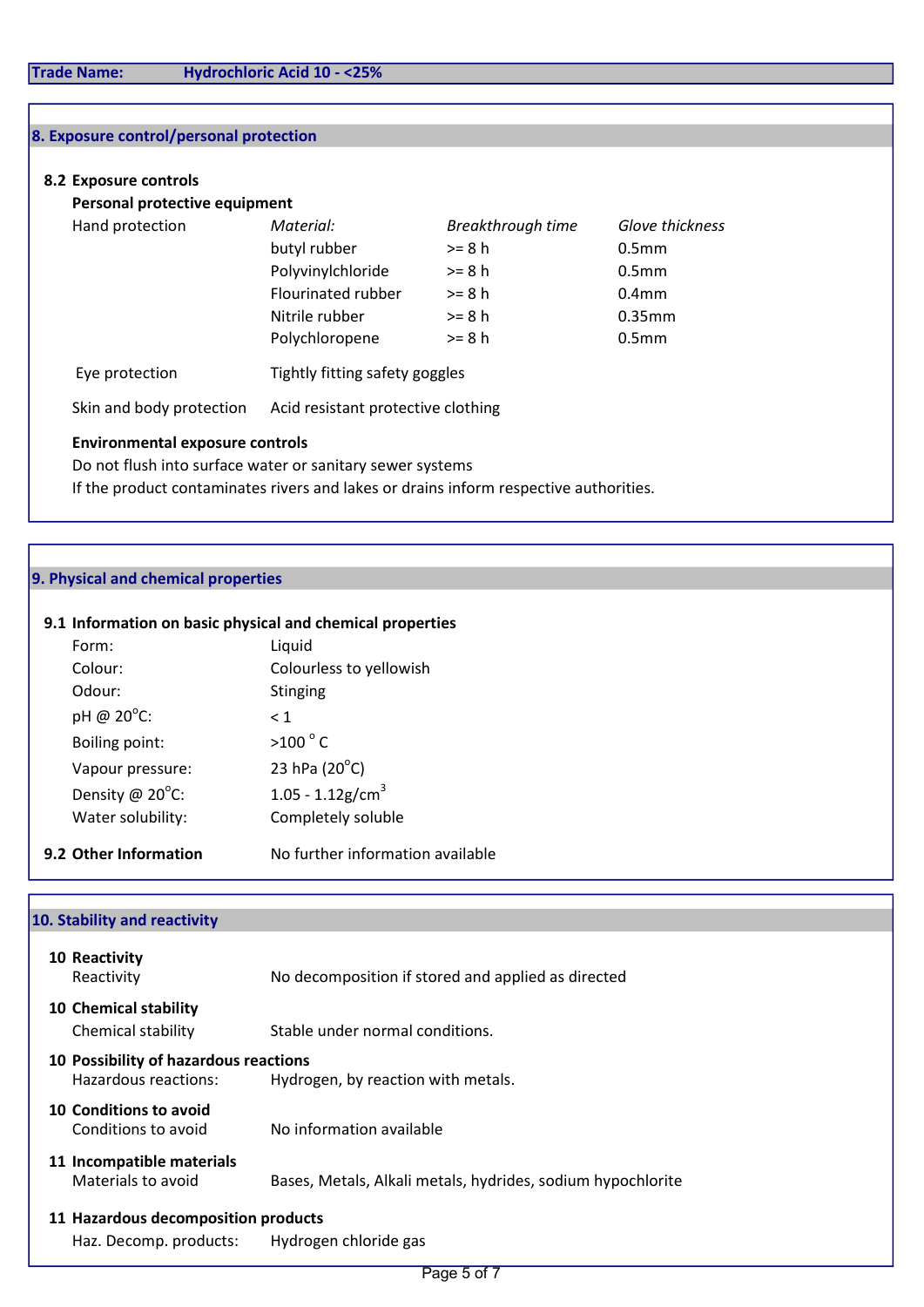**Trade Name:** **Hydrochloric Acid 10 - <25%**

## 8. Exposure control/personal protection

### 8.2 Exposure controls

**Personal protective equipment**

| | *Material:* | *Breakthrough time* | *Glove thickness* |
|---|---|---|---|
| Hand protection | butyl rubber | >= 8 h | 0.5mm |
| | Polyvinylchloride | >= 8 h | 0.5mm |
| | Flourinated rubber | >= 8 h | 0.4mm |
| | Nitrile rubber | >= 8 h | 0.35mm |
| | Polychloropene | >= 8 h | 0.5mm |

| | |
|---|---|
| Eye protection | Tightly fitting safety goggles |
| Skin and body protection | Acid resistant protective clothing |

**Environmental exposure controls**

Do not flush into surface water or sanitary sewer systems

If the product contaminates rivers and lakes or drains inform respective authorities.

## 9. Physical and chemical properties

### 9.1 Information on basic physical and chemical properties

| | |
|---|---|
| Form: | Liquid |
| Colour: | Colourless to yellowish |
| Odour: | Stinging |
| pH @ 20°C: | < 1 |
| Boiling point: | >100 ° C |
| Vapour pressure: | 23 hPa (20°C) |
| Density @ 20°C: | 1.05 - 1.12g/cm$^3$ |
| Water solubility: | Completely soluble |

**9.2 Other Information** No further information available

## 10. Stability and reactivity

**10 Reactivity**

Reactivity: No decomposition if stored and applied as directed

**10 Chemical stability**

Chemical stability: Stable under normal conditions.

**10 Possibility of hazardous reactions**

Hazardous reactions: Hydrogen, by reaction with metals.

**10 Conditions to avoid**

Conditions to avoid: No information available

**11 Incompatible materials**

Materials to avoid: Bases, Metals, Alkali metals, hydrides, sodium hypochlorite

**11 Hazardous decomposition products**

Haz. Decomp. products: Hydrogen chloride gas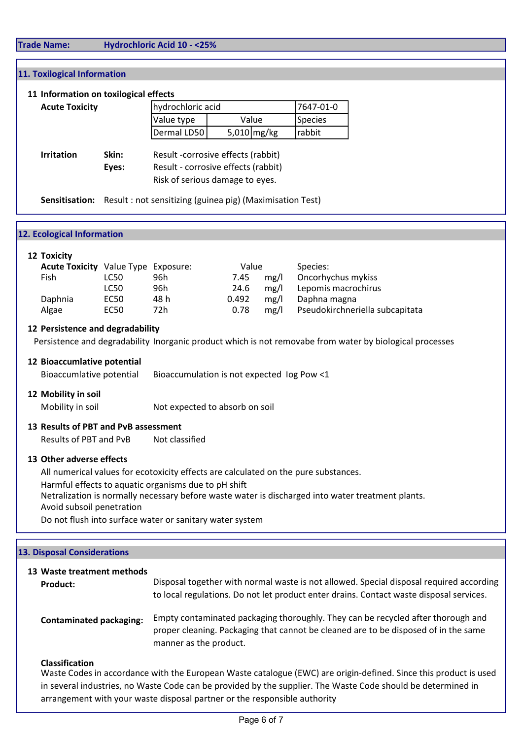**Trade Name:** **Hydrochloric Acid 10 - <25%**

## 11. Toxilogical Information

### 11 Information on toxilogical effects

**Acute Toxicity**

| hydrochloric acid | | | 7647-01-0 |
|---|---|---|---|
| Value type | Value | | Species |
| Dermal LD50 | 5,010 | mg/kg | rabbit |

**Irritation** **Skin:** Result -corrosive effects (rabbit)

**Eyes:** Result - corrosive effects (rabbit)

Risk of serious damage to eyes.

**Sensitisation:** Result : not sensitizing (guinea pig) (Maximisation Test)

## 12. Ecological Information

### 12 Toxicity

| **Acute Toxicity** | Value Type | Exposure: | Value | | Species: |
|---|---|---|---|---|---|
| Fish | LC50 | 96h | 7.45 | mg/l | Oncorhychus mykiss |
| | LC50 | 96h | 24.6 | mg/l | Lepomis macrochirus |
| Daphnia | EC50 | 48 h | 0.492 | mg/l | Daphna magna |
| Algae | EC50 | 72h | 0.78 | mg/l | Pseudokirchneriella subcapitata |

### 12 Persistence and degradability

Persistence and degradability Inorganic product which is not removabe from water by biological processes

### 12 Bioaccumlative potential

Bioaccumlative potential Bioaccumulation is not expected log Pow <1

### 12 Mobility in soil

Mobility in soil Not expected to absorb on soil

### 13 Results of PBT and PvB assessment

Results of PBT and PvB Not classified

### 13 Other adverse effects

All numerical values for ecotoxicity effects are calculated on the pure substances.

Harmful effects to aquatic organisms due to pH shift

Netralization is normally necessary before waste water is discharged into water treatment plants.

Avoid subsoil penetration

Do not flush into surface water or sanitary water system

## 13. Disposal Considerations

### 13 Waste treatment methods

**Product:** Disposal together with normal waste is not allowed. Special disposal required according to local regulations. Do not let product enter drains. Contact waste disposal services.

**Contaminated packaging:** Empty contaminated packaging thoroughly. They can be recycled after thorough and proper cleaning. Packaging that cannot be cleaned are to be disposed of in the same manner as the product.

**Classification**

Waste Codes in accordance with the European Waste catalogue (EWC) are origin-defined. Since this product is used in several industries, no Waste Code can be provided by the supplier. The Waste Code should be determined in arrangement with your waste disposal partner or the responsible authority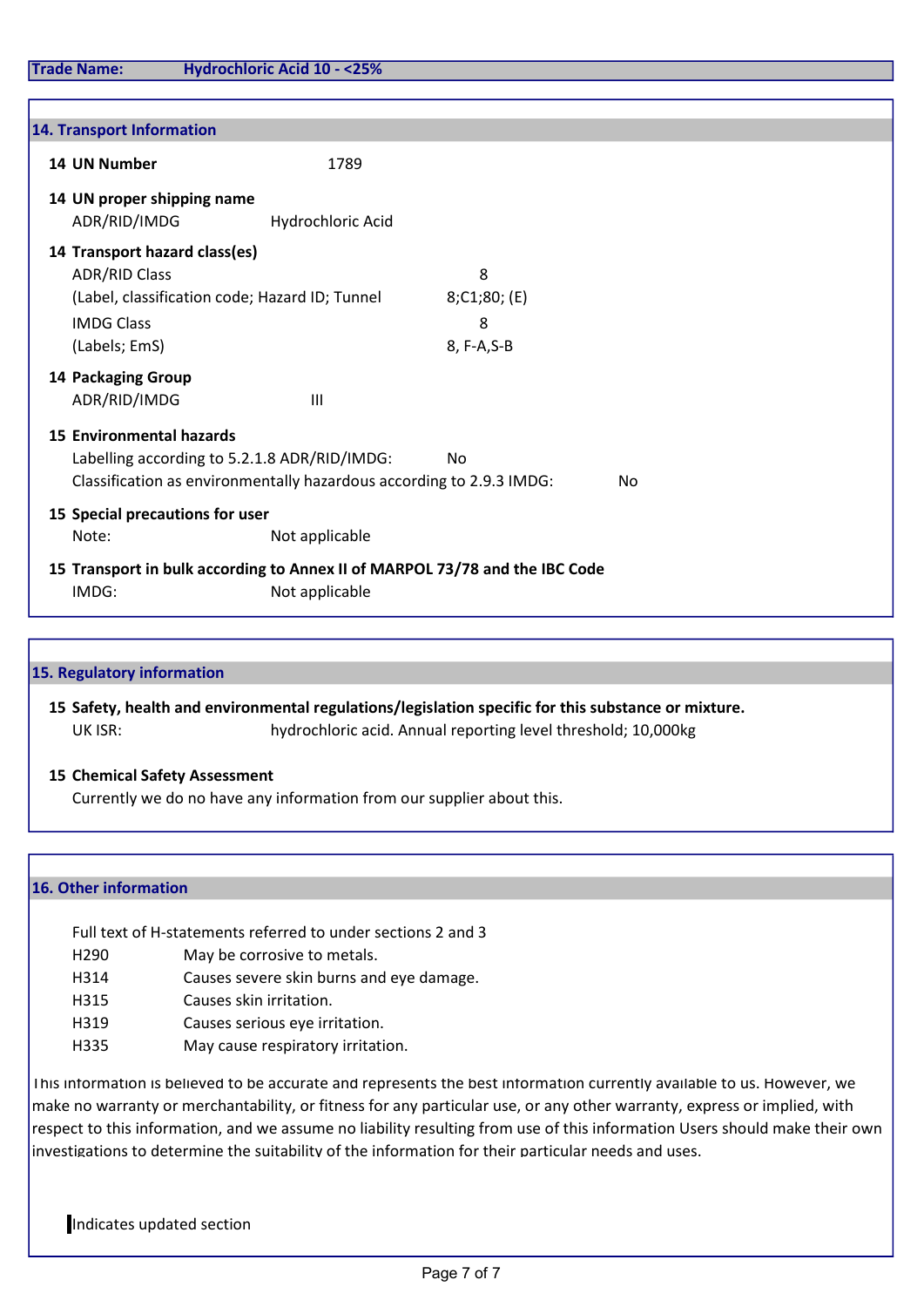**Trade Name:** **Hydrochloric Acid 10 - <25%**

## 14. Transport Information

**14 UN Number** 1789

**14 UN proper shipping name**

ADR/RID/IMDG Hydrochloric Acid

**14 Transport hazard class(es)**

ADR/RID Class 8

(Label, classification code; Hazard ID; Tunnel 8;C1;80; (E)

IMDG Class 8

(Labels; EmS) 8, F-A,S-B

**14 Packaging Group**

ADR/RID/IMDG III

**15 Environmental hazards**

Labelling according to 5.2.1.8 ADR/RID/IMDG: No

Classification as environmentally hazardous according to 2.9.3 IMDG: No

**15 Special precautions for user**

Note: Not applicable

**15 Transport in bulk according to Annex II of MARPOL 73/78 and the IBC Code**

IMDG: Not applicable

## 15. Regulatory information

**15 Safety, health and environmental regulations/legislation specific for this substance or mixture.**

UK ISR: hydrochloric acid. Annual reporting level threshold; 10,000kg

**15 Chemical Safety Assessment**

Currently we do no have any information from our supplier about this.

## 16. Other information

Full text of H-statements referred to under sections 2 and 3

| | |
|---|---|
| H290 | May be corrosive to metals. |
| H314 | Causes severe skin burns and eye damage. |
| H315 | Causes skin irritation. |
| H319 | Causes serious eye irritation. |
| H335 | May cause respiratory irritation. |

This information is believed to be accurate and represents the best information currently available to us. However, we make no warranty or merchantability, or fitness for any particular use, or any other warranty, express or implied, with respect to this information, and we assume no liability resulting from use of this information Users should make their own investigations to determine the suitability of the information for their particular needs and uses.

▌Indicates updated section